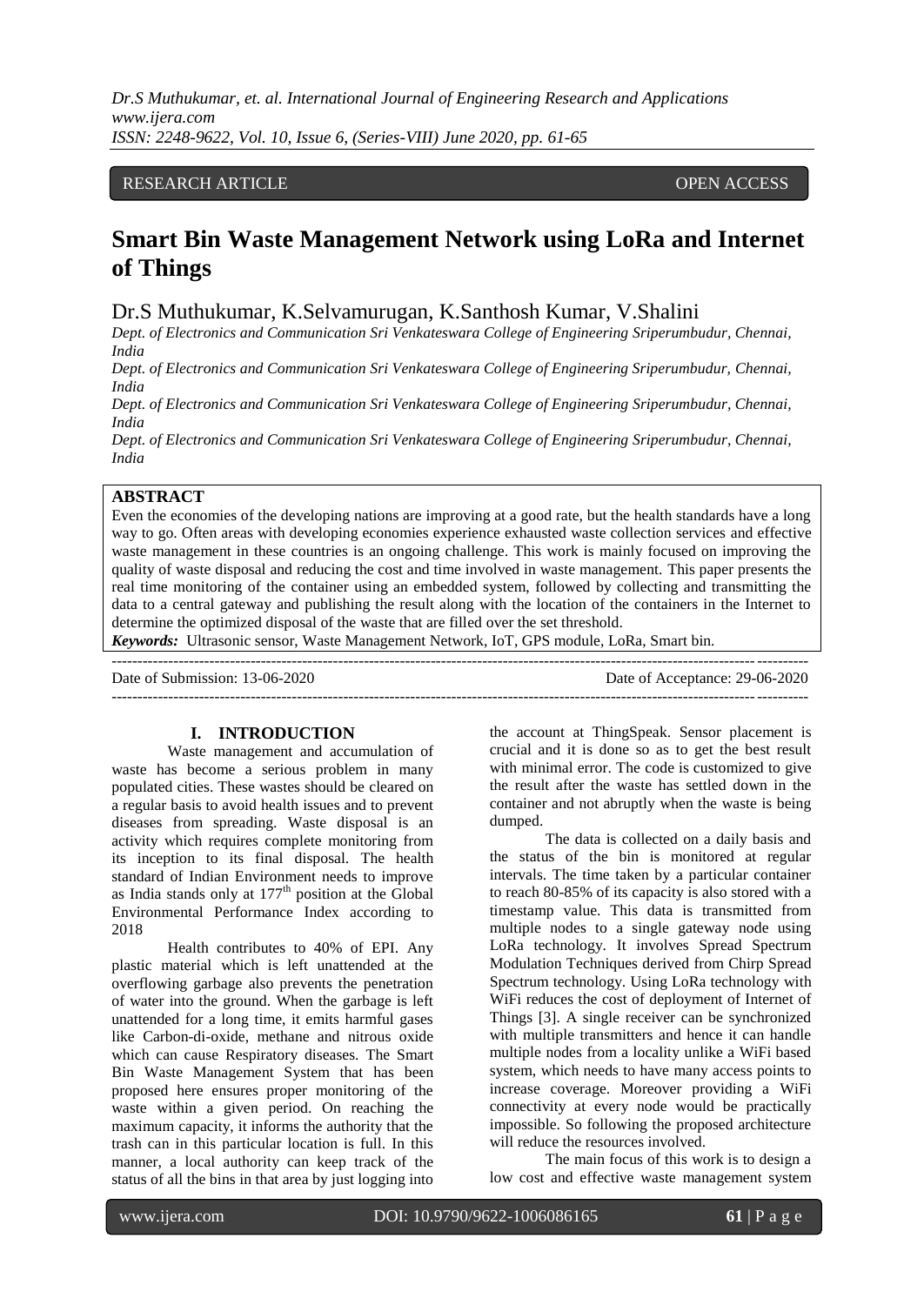RESEARCH ARTICLE OPEN ACCESS

# Smart Bin Waste Management Network using LoRa and Internet of Things

Dr.S Muthukumar, K.Selvamurugan, K.Santhosh Kumar, V.Shalini

*Dept. of Electronics and Communication Sri Venkateswara College of Engineering Sriperumbudur, Chennai, India*

*Dept. of Electronics and Communication Sri Venkateswara College of Engineering Sriperumbudur, Chennai, India*

*Dept. of Electronics and Communication Sri Venkateswara College of Engineering Sriperumbudur, Chennai, India*

*Dept. of Electronics and Communication Sri Venkateswara College of Engineering Sriperumbudur, Chennai, India*

## ABSTRACT

Even the economies of the developing nations are improving at a good rate, but the health standards have a long way to go. Often areas with developing economies experience exhausted waste collection services and effective waste management in these countries is an ongoing challenge. This work is mainly focused on improving the quality of waste disposal and reducing the cost and time involved in waste management. This paper presents the real time monitoring of the container using an embedded system, followed by collecting and transmitting the data to a central gateway and publishing the result along with the location of the containers in the Internet to determine the optimized disposal of the waste that are filled over the set threshold.

***Keywords:*** Ultrasonic sensor, Waste Management Network, IoT, GPS module, LoRa, Smart bin.

Date of Submission: 13-06-2020 Date of Acceptance: 29-06-2020

## I. INTRODUCTION

Waste management and accumulation of waste has become a serious problem in many populated cities. These wastes should be cleared on a regular basis to avoid health issues and to prevent diseases from spreading. Waste disposal is an activity which requires complete monitoring from its inception to its final disposal. The health standard of Indian Environment needs to improve as India stands only at 177th position at the Global Environmental Performance Index according to 2018

Health contributes to 40% of EPI. Any plastic material which is left unattended at the overflowing garbage also prevents the penetration of water into the ground. When the garbage is left unattended for a long time, it emits harmful gases like Carbon-di-oxide, methane and nitrous oxide which can cause Respiratory diseases. The Smart Bin Waste Management System that has been proposed here ensures proper monitoring of the waste within a given period. On reaching the maximum capacity, it informs the authority that the trash can in this particular location is full. In this manner, a local authority can keep track of the status of all the bins in that area by just logging into the account at ThingSpeak. Sensor placement is crucial and it is done so as to get the best result with minimal error. The code is customized to give the result after the waste has settled down in the container and not abruptly when the waste is being dumped.

The data is collected on a daily basis and the status of the bin is monitored at regular intervals. The time taken by a particular container to reach 80-85% of its capacity is also stored with a timestamp value. This data is transmitted from multiple nodes to a single gateway node using LoRa technology. It involves Spread Spectrum Modulation Techniques derived from Chirp Spread Spectrum technology. Using LoRa technology with WiFi reduces the cost of deployment of Internet of Things [3]. A single receiver can be synchronized with multiple transmitters and hence it can handle multiple nodes from a locality unlike a WiFi based system, which needs to have many access points to increase coverage. Moreover providing a WiFi connectivity at every node would be practically impossible. So following the proposed architecture will reduce the resources involved.

The main focus of this work is to design a low cost and effective waste management system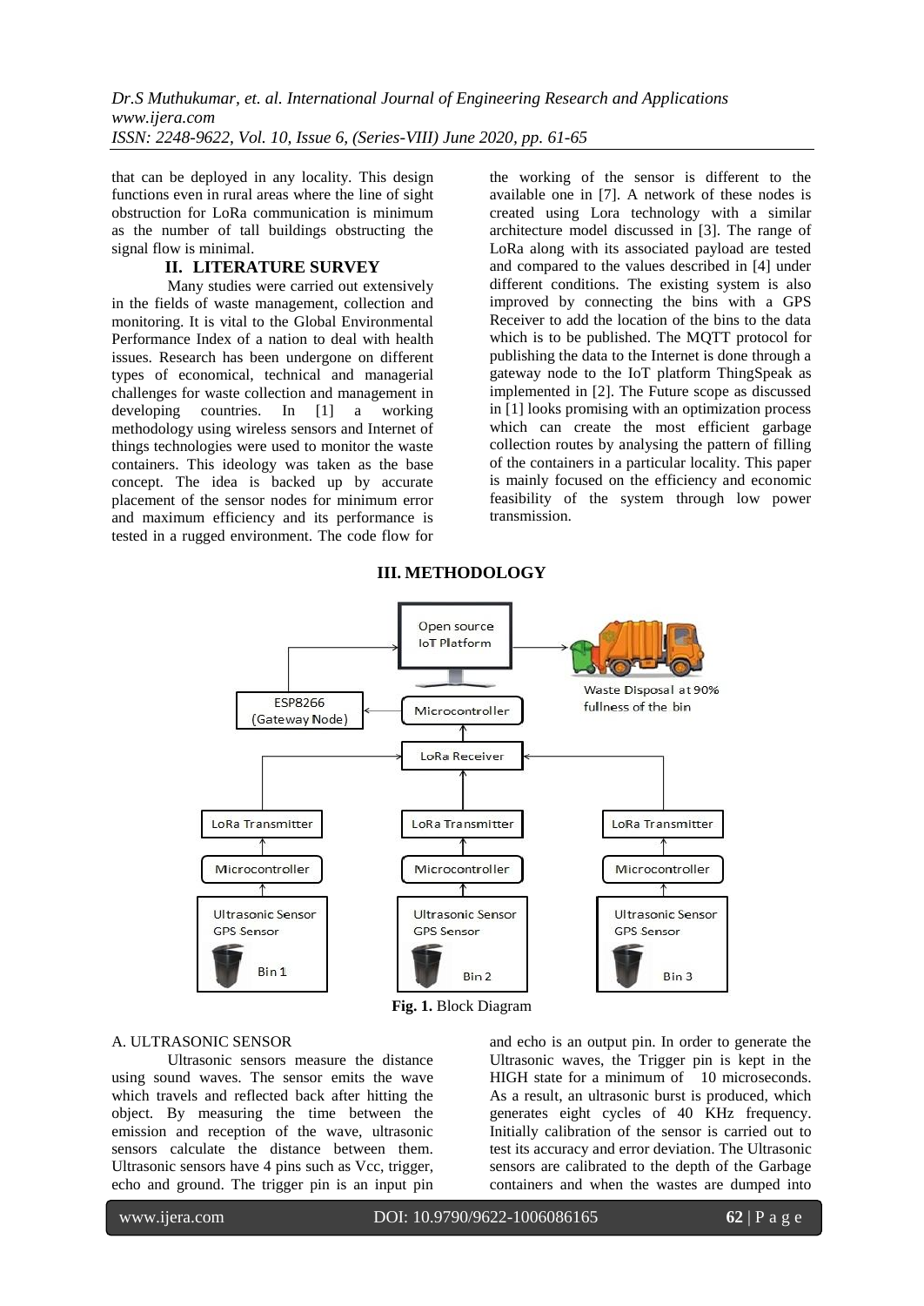that can be deployed in any locality. This design functions even in rural areas where the line of sight obstruction for LoRa communication is minimum as the number of tall buildings obstructing the signal flow is minimal.

## II. LITERATURE SURVEY

Many studies were carried out extensively in the fields of waste management, collection and monitoring. It is vital to the Global Environmental Performance Index of a nation to deal with health issues. Research has been undergone on different types of economical, technical and managerial challenges for waste collection and management in developing countries. In [1] a working methodology using wireless sensors and Internet of things technologies were used to monitor the waste containers. This ideology was taken as the base concept. The idea is backed up by accurate placement of the sensor nodes for minimum error and maximum efficiency and its performance is tested in a rugged environment. The code flow for the working of the sensor is different to the available one in [7]. A network of these nodes is created using Lora technology with a similar architecture model discussed in [3]. The range of LoRa along with its associated payload are tested and compared to the values described in [4] under different conditions. The existing system is also improved by connecting the bins with a GPS Receiver to add the location of the bins to the data which is to be published. The MQTT protocol for publishing the data to the Internet is done through a gateway node to the IoT platform ThingSpeak as implemented in [2]. The Future scope as discussed in [1] looks promising with an optimization process which can create the most efficient garbage collection routes by analysing the pattern of filling of the containers in a particular locality. This paper is mainly focused on the efficiency and economic feasibility of the system through low power transmission.

## III. METHODOLOGY

**Fig. 1.** Block Diagram

### A. ULTRASONIC SENSOR

Ultrasonic sensors measure the distance using sound waves. The sensor emits the wave which travels and reflected back after hitting the object. By measuring the time between the emission and reception of the wave, ultrasonic sensors calculate the distance between them. Ultrasonic sensors have 4 pins such as Vcc, trigger, echo and ground. The trigger pin is an input pin and echo is an output pin. In order to generate the Ultrasonic waves, the Trigger pin is kept in the HIGH state for a minimum of 10 microseconds. As a result, an ultrasonic burst is produced, which generates eight cycles of 40 KHz frequency. Initially calibration of the sensor is carried out to test its accuracy and error deviation. The Ultrasonic sensors are calibrated to the depth of the Garbage containers and when the wastes are dumped into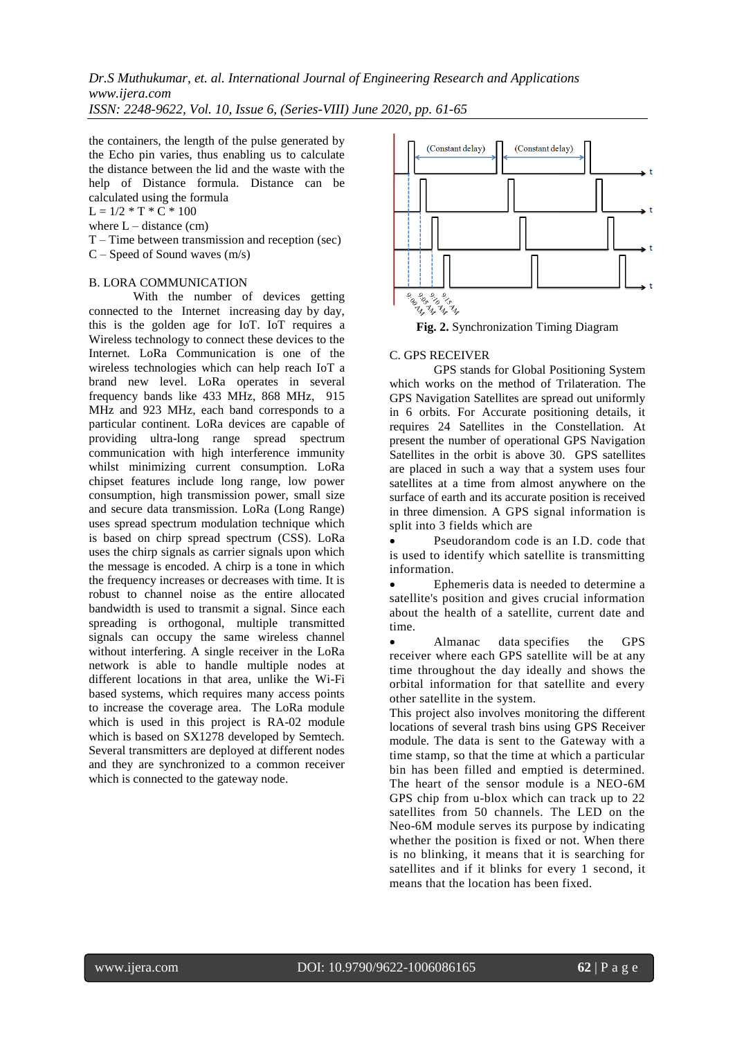the containers, the length of the pulse generated by the Echo pin varies, thus enabling us to calculate the distance between the lid and the waste with the help of Distance formula. Distance can be calculated using the formula

$L = 1/2 * T * C * 100$

where L – distance (cm)

T – Time between transmission and reception (sec)

C – Speed of Sound waves (m/s)

### B. LORA COMMUNICATION

With the number of devices getting connected to the Internet increasing day by day, this is the golden age for IoT. IoT requires a Wireless technology to connect these devices to the Internet. LoRa Communication is one of the wireless technologies which can help reach IoT a brand new level. LoRa operates in several frequency bands like 433 MHz, 868 MHz, 915 MHz and 923 MHz, each band corresponds to a particular continent. LoRa devices are capable of providing ultra-long range spread spectrum communication with high interference immunity whilst minimizing current consumption. LoRa chipset features include long range, low power consumption, high transmission power, small size and secure data transmission. LoRa (Long Range) uses spread spectrum modulation technique which is based on chirp spread spectrum (CSS). LoRa uses the chirp signals as carrier signals upon which the message is encoded. A chirp is a tone in which the frequency increases or decreases with time. It is robust to channel noise as the entire allocated bandwidth is used to transmit a signal. Since each spreading is orthogonal, multiple transmitted signals can occupy the same wireless channel without interfering. A single receiver in the LoRa network is able to handle multiple nodes at different locations in that area, unlike the Wi-Fi based systems, which requires many access points to increase the coverage area. The LoRa module which is used in this project is RA-02 module which is based on SX1278 developed by Semtech. Several transmitters are deployed at different nodes and they are synchronized to a common receiver which is connected to the gateway node.

(Constant delay) (Constant delay)

9:00 AM 9:05 AM 9:10 AM 9:15 AM

**Fig. 2.** Synchronization Timing Diagram

### C. GPS RECEIVER

GPS stands for Global Positioning System which works on the method of Trilateration. The GPS Navigation Satellites are spread out uniformly in 6 orbits. For Accurate positioning details, it requires 24 Satellites in the Constellation. At present the number of operational GPS Navigation Satellites in the orbit is above 30. GPS satellites are placed in such a way that a system uses four satellites at a time from almost anywhere on the surface of earth and its accurate position is received in three dimension. A GPS signal information is split into 3 fields which are

- Pseudorandom code is an I.D. code that is used to identify which satellite is transmitting information.
- Ephemeris data is needed to determine a satellite's position and gives crucial information about the health of a satellite, current date and time.
- Almanac data specifies the GPS receiver where each GPS satellite will be at any time throughout the day ideally and shows the orbital information for that satellite and every other satellite in the system.

This project also involves monitoring the different locations of several trash bins using GPS Receiver module. The data is sent to the Gateway with a time stamp, so that the time at which a particular bin has been filled and emptied is determined. The heart of the sensor module is a NEO-6M GPS chip from u-blox which can track up to 22 satellites from 50 channels. The LED on the Neo-6M module serves its purpose by indicating whether the position is fixed or not. When there is no blinking, it means that it is searching for satellites and if it blinks for every 1 second, it means that the location has been fixed.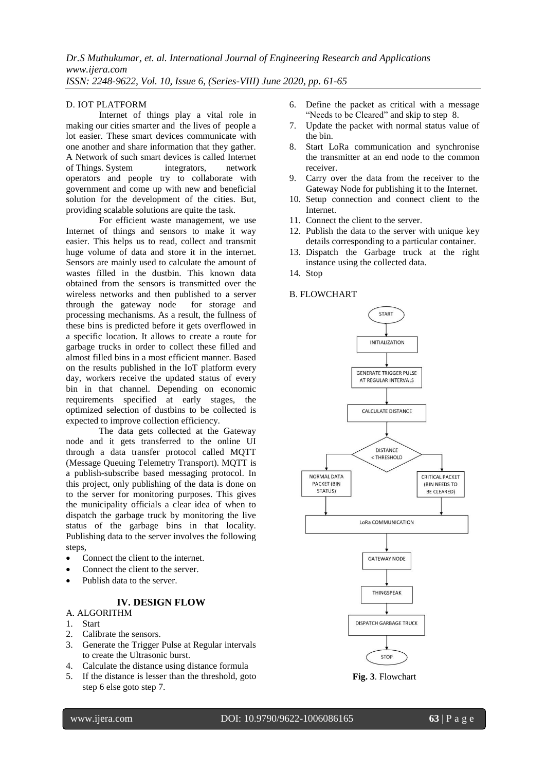D. IOT PLATFORM

Internet of things play a vital role in making our cities smarter and the lives of people a lot easier. These smart devices communicate with one another and share information that they gather. A Network of such smart devices is called Internet of Things. System integrators, network operators and people try to collaborate with government and come up with new and beneficial solution for the development of the cities. But, providing scalable solutions are quite the task.

For efficient waste management, we use Internet of things and sensors to make it way easier. This helps us to read, collect and transmit huge volume of data and store it in the internet. Sensors are mainly used to calculate the amount of wastes filled in the dustbin. This known data obtained from the sensors is transmitted over the wireless networks and then published to a server through the gateway node for storage and processing mechanisms. As a result, the fullness of these bins is predicted before it gets overflowed in a specific location. It allows to create a route for garbage trucks in order to collect these filled and almost filled bins in a most efficient manner. Based on the results published in the IoT platform every day, workers receive the updated status of every bin in that channel. Depending on economic requirements specified at early stages, the optimized selection of dustbins to be collected is expected to improve collection efficiency.

The data gets collected at the Gateway node and it gets transferred to the online UI through a data transfer protocol called MQTT (Message Queuing Telemetry Transport). MQTT is a publish-subscribe based messaging protocol. In this project, only publishing of the data is done on to the server for monitoring purposes. This gives the municipality officials a clear idea of when to dispatch the garbage truck by monitoring the live status of the garbage bins in that locality. Publishing data to the server involves the following steps,

- Connect the client to the internet.
- Connect the client to the server.
- Publish data to the server.

## IV. DESIGN FLOW

A. ALGORITHM

1. Start
2. Calibrate the sensors.
3. Generate the Trigger Pulse at Regular intervals to create the Ultrasonic burst.
4. Calculate the distance using distance formula
5. If the distance is lesser than the threshold, goto step 6 else goto step 7.
6. Define the packet as critical with a message "Needs to be Cleared" and skip to step 8.
7. Update the packet with normal status value of the bin.
8. Start LoRa communication and synchronise the transmitter at an end node to the common receiver.
9. Carry over the data from the receiver to the Gateway Node for publishing it to the Internet.
10. Setup connection and connect client to the Internet.
11. Connect the client to the server.
12. Publish the data to the server with unique key details corresponding to a particular container.
13. Dispatch the Garbage truck at the right instance using the collected data.
14. Stop

B. FLOWCHART

START → INITIALIZATION → GENERATE TRIGGER PULSE AT REGULAR INTERVALS → CALCULATE DISTANCE → DISTANCE < THRESHOLD → NORMAL DATA PACKET (BIN STATUS) / CRITICAL PACKET (BIN NEEDS TO BE CLEARED) → LoRa COMMUNICATION → GATEWAY NODE → THINGSPEAK → DISPATCH GARBAGE TRUCK → STOP

**Fig. 3**. Flowchart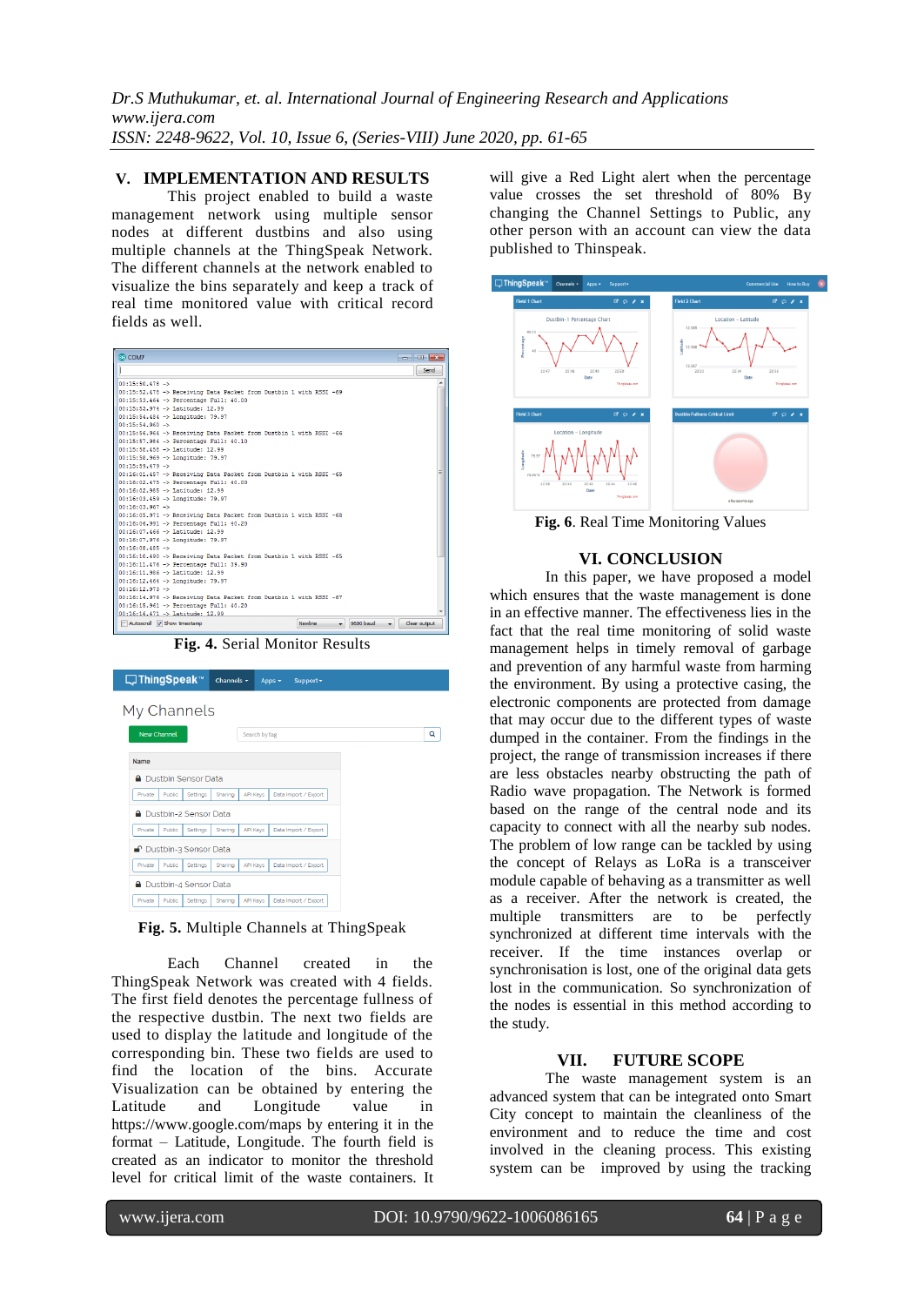## V. IMPLEMENTATION AND RESULTS

This project enabled to build a waste management network using multiple sensor nodes at different dustbins and also using multiple channels at the ThingSpeak Network. The different channels at the network enabled to visualize the bins separately and keep a track of real time monitored value with critical record fields as well.

**Fig. 4.** Serial Monitor Results

**Fig. 5.** Multiple Channels at ThingSpeak

Each Channel created in the ThingSpeak Network was created with 4 fields. The first field denotes the percentage fullness of the respective dustbin. The next two fields are used to display the latitude and longitude of the corresponding bin. These two fields are used to find the location of the bins. Accurate Visualization can be obtained by entering the Latitude and Longitude value in https://www.google.com/maps by entering it in the format – Latitude, Longitude. The fourth field is created as an indicator to monitor the threshold level for critical limit of the waste containers. It will give a Red Light alert when the percentage value crosses the set threshold of 80% By changing the Channel Settings to Public, any other person with an account can view the data published to Thinspeak.

**Fig. 6**. Real Time Monitoring Values

## VI. CONCLUSION

In this paper, we have proposed a model which ensures that the waste management is done in an effective manner. The effectiveness lies in the fact that the real time monitoring of solid waste management helps in timely removal of garbage and prevention of any harmful waste from harming the environment. By using a protective casing, the electronic components are protected from damage that may occur due to the different types of waste dumped in the container. From the findings in the project, the range of transmission increases if there are less obstacles nearby obstructing the path of Radio wave propagation. The Network is formed based on the range of the central node and its capacity to connect with all the nearby sub nodes. The problem of low range can be tackled by using the concept of Relays as LoRa is a transceiver module capable of behaving as a transmitter as well as a receiver. After the network is created, the multiple transmitters are to be perfectly synchronized at different time intervals with the receiver. If the time instances overlap or synchronisation is lost, one of the original data gets lost in the communication. So synchronization of the nodes is essential in this method according to the study.

## VII. FUTURE SCOPE

The waste management system is an advanced system that can be integrated onto Smart City concept to maintain the cleanliness of the environment and to reduce the time and cost involved in the cleaning process. This existing system can be improved by using the tracking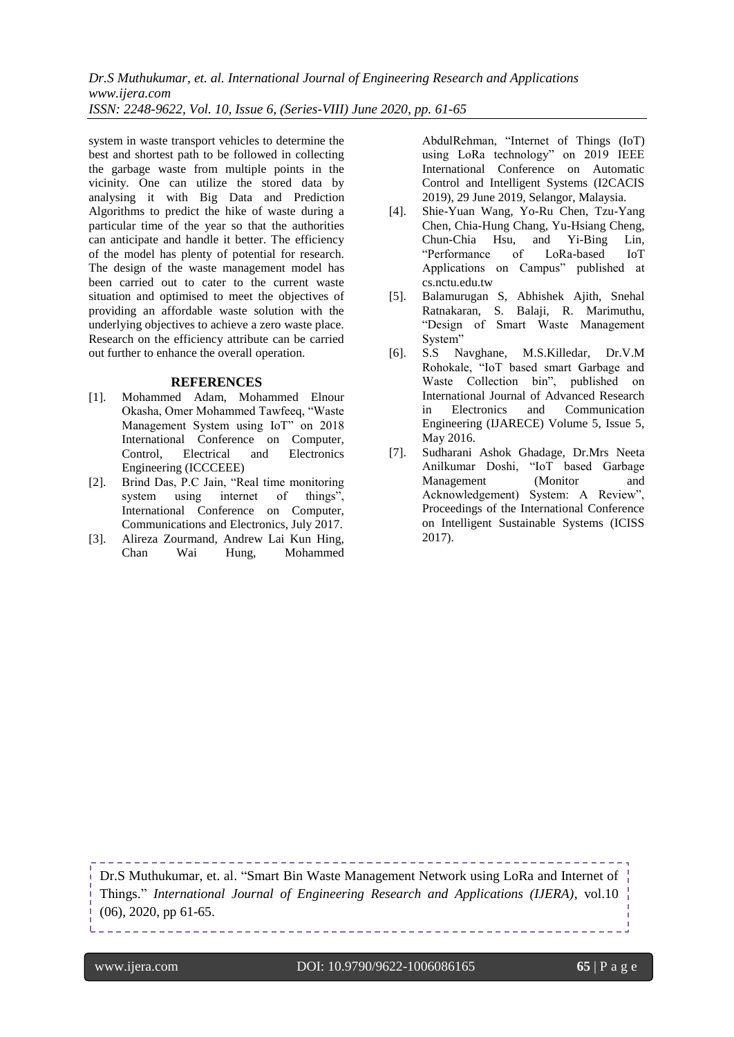system in waste transport vehicles to determine the best and shortest path to be followed in collecting the garbage waste from multiple points in the vicinity. One can utilize the stored data by analysing it with Big Data and Prediction Algorithms to predict the hike of waste during a particular time of the year so that the authorities can anticipate and handle it better. The efficiency of the model has plenty of potential for research. The design of the waste management model has been carried out to cater to the current waste situation and optimised to meet the objectives of providing an affordable waste solution with the underlying objectives to achieve a zero waste place. Research on the efficiency attribute can be carried out further to enhance the overall operation.

## REFERENCES

[1]. Mohammed Adam, Mohammed Elnour Okasha, Omer Mohammed Tawfeeq, "Waste Management System using IoT" on 2018 International Conference on Computer, Control, Electrical and Electronics Engineering (ICCCEEE)

[2]. Brind Das, P.C Jain, "Real time monitoring system using internet of things", International Conference on Computer, Communications and Electronics, July 2017.

[3]. Alireza Zourmand, Andrew Lai Kun Hing, Chan Wai Hung, Mohammed AbdulRehman, "Internet of Things (IoT) using LoRa technology" on 2019 IEEE International Conference on Automatic Control and Intelligent Systems (I2CACIS 2019), 29 June 2019, Selangor, Malaysia.

[4]. Shie-Yuan Wang, Yo-Ru Chen, Tzu-Yang Chen, Chia-Hung Chang, Yu-Hsiang Cheng, Chun-Chia Hsu, and Yi-Bing Lin, "Performance of LoRa-based IoT Applications on Campus" published at cs.nctu.edu.tw

[5]. Balamurugan S, Abhishek Ajith, Snehal Ratnakaran, S. Balaji, R. Marimuthu, "Design of Smart Waste Management System"

[6]. S.S Navghane, M.S.Killedar, Dr.V.M Rohokale, "IoT based smart Garbage and Waste Collection bin", published on International Journal of Advanced Research in Electronics and Communication Engineering (IJARECE) Volume 5, Issue 5, May 2016.

[7]. Sudharani Ashok Ghadage, Dr.Mrs Neeta Anilkumar Doshi, "IoT based Garbage Management (Monitor and Acknowledgement) System: A Review", Proceedings of the International Conference on Intelligent Sustainable Systems (ICISS 2017).

Dr.S Muthukumar, et. al. "Smart Bin Waste Management Network using LoRa and Internet of Things." *International Journal of Engineering Research and Applications (IJERA)*, vol.10 (06), 2020, pp 61-65.